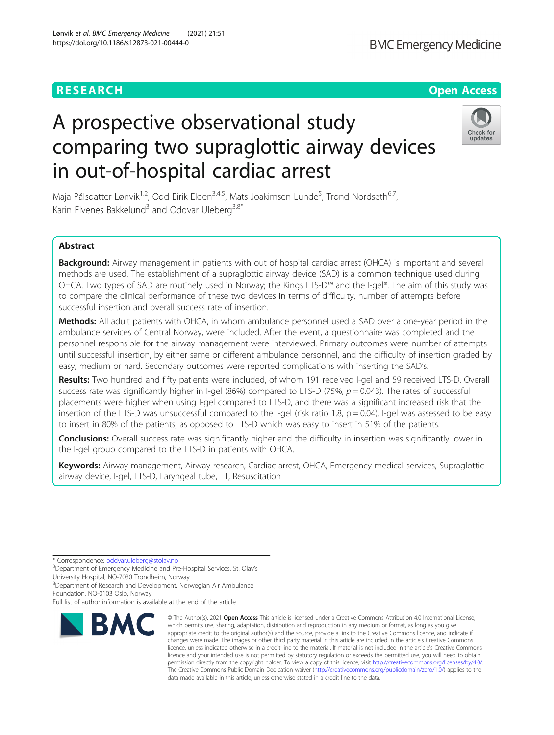RESEARCH

Open Access

# A prospective observational study comparing two supraglottic airway devices in out-of-hospital cardiac arrest

Maja Pålsdatter Lønvik[1,2], Odd Eirik Elden[3,4,5], Mats Joakimsen Lunde[5], Trond Nordseth[6,7], Karin Elvenes Bakkelund[3] and Oddvar Uleberg[3,8*]

## Abstract

**Background:** Airway management in patients with out of hospital cardiac arrest (OHCA) is important and several methods are used. The establishment of a supraglottic airway device (SAD) is a common technique used during OHCA. Two types of SAD are routinely used in Norway; the Kings LTS-D™ and the I-gel®. The aim of this study was to compare the clinical performance of these two devices in terms of difficulty, number of attempts before successful insertion and overall success rate of insertion.

**Methods:** All adult patients with OHCA, in whom ambulance personnel used a SAD over a one-year period in the ambulance services of Central Norway, were included. After the event, a questionnaire was completed and the personnel responsible for the airway management were interviewed. Primary outcomes were number of attempts until successful insertion, by either same or different ambulance personnel, and the difficulty of insertion graded by easy, medium or hard. Secondary outcomes were reported complications with inserting the SAD's.

**Results:** Two hundred and fifty patients were included, of whom 191 received I-gel and 59 received LTS-D. Overall success rate was significantly higher in I-gel (86%) compared to LTS-D (75%, $p = 0.043$). The rates of successful placements were higher when using I-gel compared to LTS-D, and there was a significant increased risk that the insertion of the LTS-D was unsuccessful compared to the I-gel (risk ratio 1.8, $p = 0.04$). I-gel was assessed to be easy to insert in 80% of the patients, as opposed to LTS-D which was easy to insert in 51% of the patients.

**Conclusions:** Overall success rate was significantly higher and the difficulty in insertion was significantly lower in the I-gel group compared to the LTS-D in patients with OHCA.

**Keywords:** Airway management, Airway research, Cardiac arrest, OHCA, Emergency medical services, Supraglottic airway device, I-gel, LTS-D, Laryngeal tube, LT, Resuscitation

---

\* Correspondence: oddvar.uleberg@stolav.no

[3]Department of Emergency Medicine and Pre-Hospital Services, St. Olav's University Hospital, NO-7030 Trondheim, Norway

[8]Department of Research and Development, Norwegian Air Ambulance Foundation, NO-0103 Oslo, Norway

Full list of author information is available at the end of the article

© The Author(s). 2021 **Open Access** This article is licensed under a Creative Commons Attribution 4.0 International License, which permits use, sharing, adaptation, distribution and reproduction in any medium or format, as long as you give appropriate credit to the original author(s) and the source, provide a link to the Creative Commons licence, and indicate if changes were made. The images or other third party material in this article are included in the article's Creative Commons licence, unless indicated otherwise in a credit line to the material. If material is not included in the article's Creative Commons licence and your intended use is not permitted by statutory regulation or exceeds the permitted use, you will need to obtain permission directly from the copyright holder. To view a copy of this licence, visit http://creativecommons.org/licenses/by/4.0/. The Creative Commons Public Domain Dedication waiver (http://creativecommons.org/publicdomain/zero/1.0/) applies to the data made available in this article, unless otherwise stated in a credit line to the data.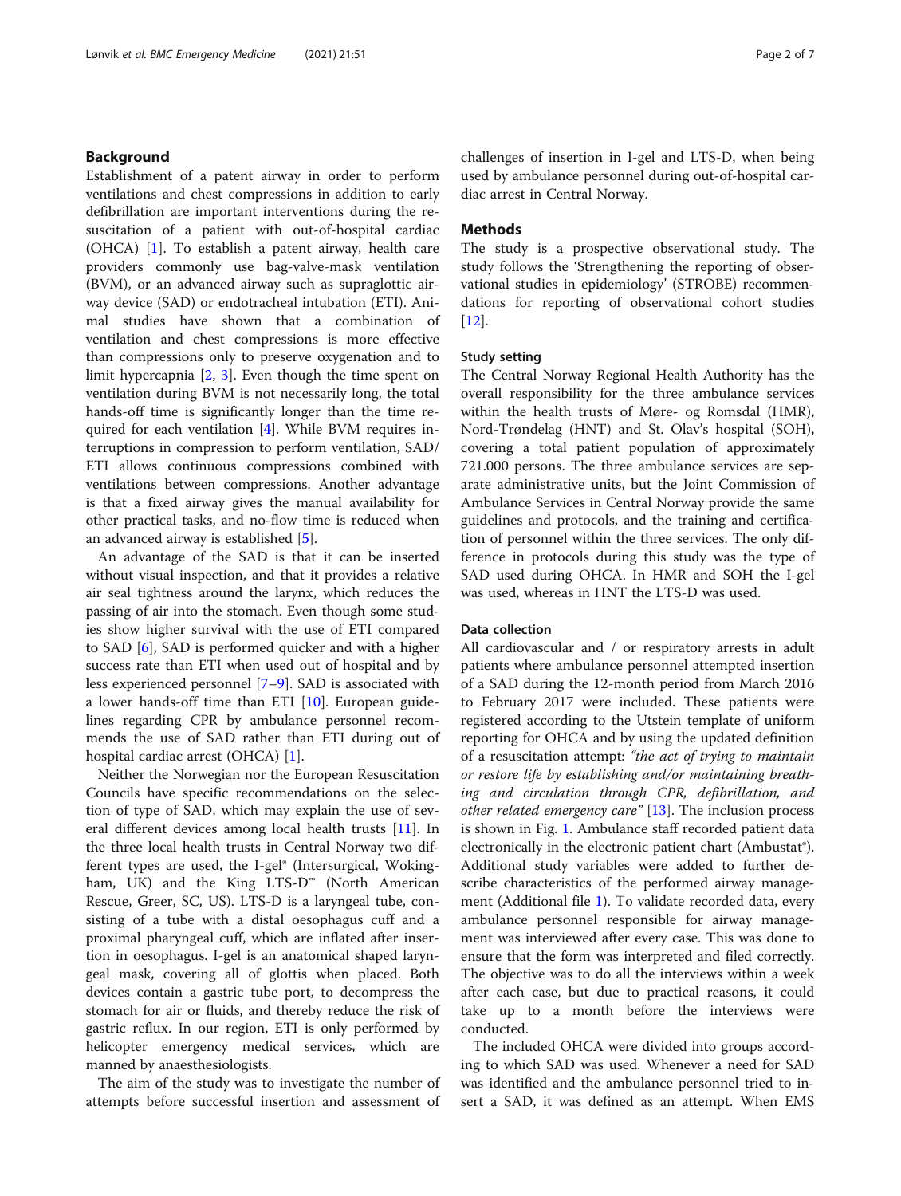## Background

Establishment of a patent airway in order to perform ventilations and chest compressions in addition to early defibrillation are important interventions during the resuscitation of a patient with out-of-hospital cardiac (OHCA) [1]. To establish a patent airway, health care providers commonly use bag-valve-mask ventilation (BVM), or an advanced airway such as supraglottic airway device (SAD) or endotracheal intubation (ETI). Animal studies have shown that a combination of ventilation and chest compressions is more effective than compressions only to preserve oxygenation and to limit hypercapnia [2, 3]. Even though the time spent on ventilation during BVM is not necessarily long, the total hands-off time is significantly longer than the time required for each ventilation [4]. While BVM requires interruptions in compression to perform ventilation, SAD/ETI allows continuous compressions combined with ventilations between compressions. Another advantage is that a fixed airway gives the manual availability for other practical tasks, and no-flow time is reduced when an advanced airway is established [5].

An advantage of the SAD is that it can be inserted without visual inspection, and that it provides a relative air seal tightness around the larynx, which reduces the passing of air into the stomach. Even though some studies show higher survival with the use of ETI compared to SAD [6], SAD is performed quicker and with a higher success rate than ETI when used out of hospital and by less experienced personnel [7–9]. SAD is associated with a lower hands-off time than ETI [10]. European guidelines regarding CPR by ambulance personnel recommends the use of SAD rather than ETI during out of hospital cardiac arrest (OHCA) [1].

Neither the Norwegian nor the European Resuscitation Councils have specific recommendations on the selection of type of SAD, which may explain the use of several different devices among local health trusts [11]. In the three local health trusts in Central Norway two different types are used, the I-gel® (Intersurgical, Wokingham, UK) and the King LTS-D™ (North American Rescue, Greer, SC, US). LTS-D is a laryngeal tube, consisting of a tube with a distal oesophagus cuff and a proximal pharyngeal cuff, which are inflated after insertion in oesophagus. I-gel is an anatomical shaped laryngeal mask, covering all of glottis when placed. Both devices contain a gastric tube port, to decompress the stomach for air or fluids, and thereby reduce the risk of gastric reflux. In our region, ETI is only performed by helicopter emergency medical services, which are manned by anaesthesiologists.

The aim of the study was to investigate the number of attempts before successful insertion and assessment of challenges of insertion in I-gel and LTS-D, when being used by ambulance personnel during out-of-hospital cardiac arrest in Central Norway.

## Methods

The study is a prospective observational study. The study follows the 'Strengthening the reporting of observational studies in epidemiology' (STROBE) recommendations for reporting of observational cohort studies [12].

### Study setting

The Central Norway Regional Health Authority has the overall responsibility for the three ambulance services within the health trusts of Møre- og Romsdal (HMR), Nord-Trøndelag (HNT) and St. Olav's hospital (SOH), covering a total patient population of approximately 721.000 persons. The three ambulance services are separate administrative units, but the Joint Commission of Ambulance Services in Central Norway provide the same guidelines and protocols, and the training and certification of personnel within the three services. The only difference in protocols during this study was the type of SAD used during OHCA. In HMR and SOH the I-gel was used, whereas in HNT the LTS-D was used.

### Data collection

All cardiovascular and / or respiratory arrests in adult patients where ambulance personnel attempted insertion of a SAD during the 12-month period from March 2016 to February 2017 were included. These patients were registered according to the Utstein template of uniform reporting for OHCA and by using the updated definition of a resuscitation attempt: *"the act of trying to maintain or restore life by establishing and/or maintaining breathing and circulation through CPR, defibrillation, and other related emergency care"* [13]. The inclusion process is shown in Fig. 1. Ambulance staff recorded patient data electronically in the electronic patient chart (Ambustat®). Additional study variables were added to further describe characteristics of the performed airway management (Additional file 1). To validate recorded data, every ambulance personnel responsible for airway management was interviewed after every case. This was done to ensure that the form was interpreted and filed correctly. The objective was to do all the interviews within a week after each case, but due to practical reasons, it could take up to a month before the interviews were conducted.

The included OHCA were divided into groups according to which SAD was used. Whenever a need for SAD was identified and the ambulance personnel tried to insert a SAD, it was defined as an attempt. When EMS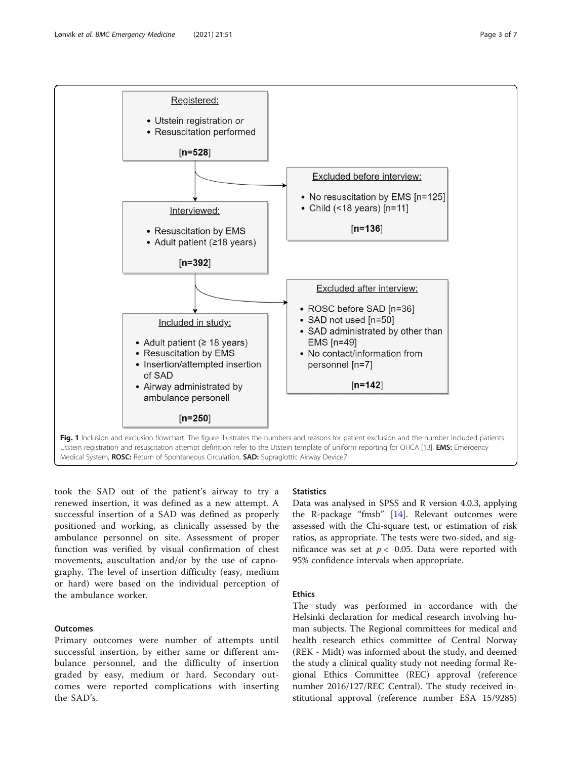**Registered:**

- Utstein registration *or*
- Resuscitation performed

**[n=528]**

**Excluded before interview:**

- No resuscitation by EMS [n=125]
- Child (<18 years) [n=11]

**[n=136]**

**Interviewed:**

- Resuscitation by EMS
- Adult patient (≥18 years)

**[n=392]**

**Excluded after interview:**

- ROSC before SAD [n=36]
- SAD not used [n=50]
- SAD administated by other than EMS [n=49]
- No contact/information from personnel [n=7]

**[n=142]**

**Included in study:**

- Adult patient (≥ 18 years)
- Resuscitation by EMS
- Insertion/attempted insertion of SAD
- Airway administrated by ambulance personell

**[n=250]**

**Fig. 1** Inclusion and exclusion flowchart. The figure illustrates the numbers and reasons for patient exclusion and the number included patients. Utstein registration and resuscitation attempt definition refer to the Utstein template of uniform reporting for OHCA [13]. **EMS:** Emergency Medical System, **ROSC:** Return of Spontaneous Circulation, **SAD:** Supraglottic Airway Device7

took the SAD out of the patient's airway to try a renewed insertion, it was defined as a new attempt. A successful insertion of a SAD was defined as properly positioned and working, as clinically assessed by the ambulance personnel on site. Assessment of proper function was verified by visual confirmation of chest movements, auscultation and/or by the use of capnography. The level of insertion difficulty (easy, medium or hard) were based on the individual perception of the ambulance worker.

### Outcomes

Primary outcomes were number of attempts until successful insertion, by either same or different ambulance personnel, and the difficulty of insertion graded by easy, medium or hard. Secondary outcomes were reported complications with inserting the SAD's.

### Statistics

Data was analysed in SPSS and R version 4.0.3, applying the R-package "fmsb" [14]. Relevant outcomes were assessed with the Chi-square test, or estimation of risk ratios, as appropriate. The tests were two-sided, and significance was set at $p < 0.05$. Data were reported with 95% confidence intervals when appropriate.

### Ethics

The study was performed in accordance with the Helsinki declaration for medical research involving human subjects. The Regional committees for medical and health research ethics committee of Central Norway (REK - Midt) was informed about the study, and deemed the study a clinical quality study not needing formal Regional Ethics Committee (REC) approval (reference number 2016/127/REC Central). The study received institutional approval (reference number ESA 15/9285)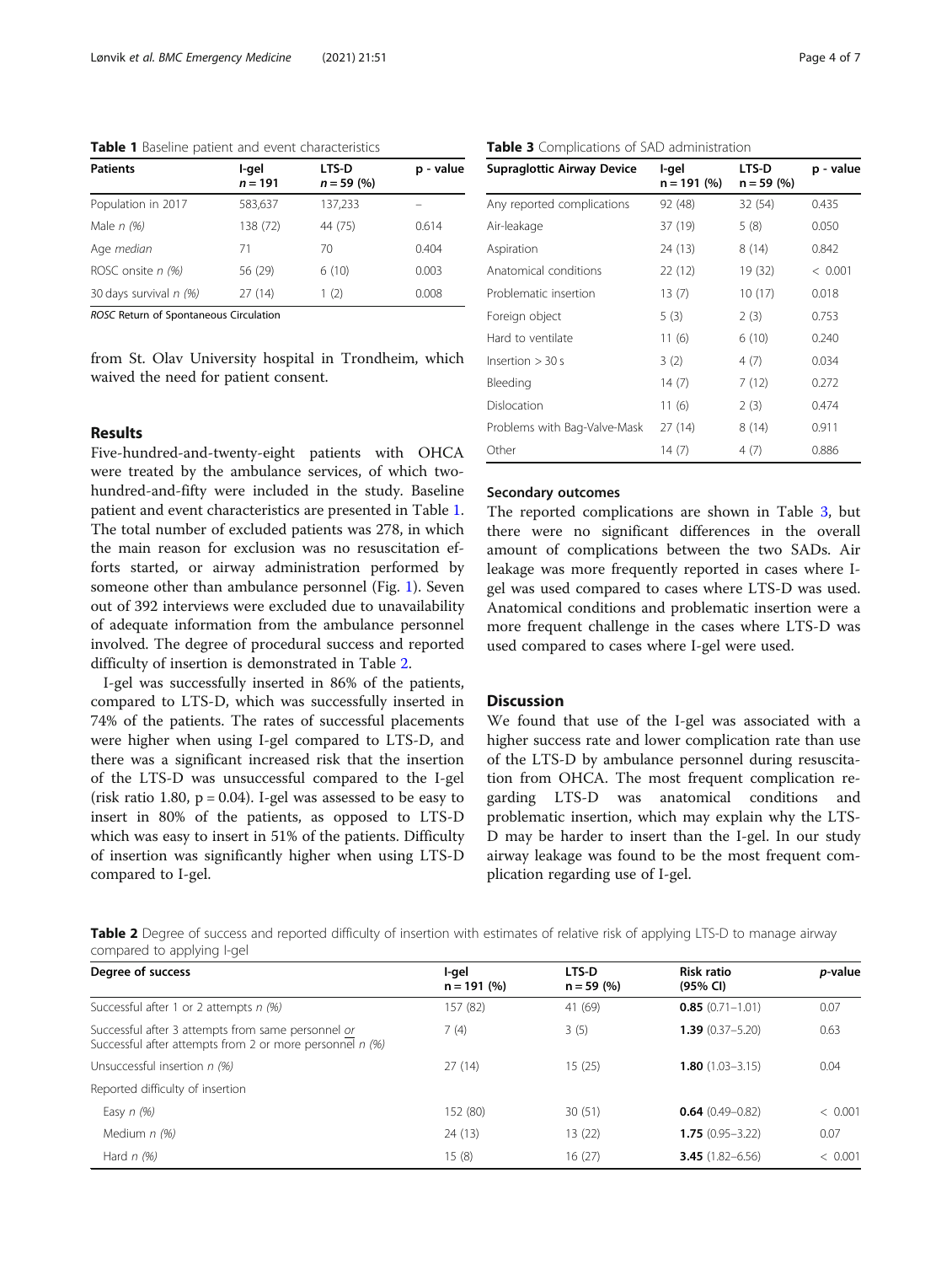**Table 1** Baseline patient and event characteristics

| Patients | I-gel $n = 191$ | LTS-D $n = 59$ (%) | p - value |
|---|---|---|---|
| Population in 2017 | 583,637 | 137,233 | – |
| Male *n (%)* | 138 (72) | 44 (75) | 0.614 |
| Age *median* | 71 | 70 | 0.404 |
| ROSC onsite *n (%)* | 56 (29) | 6 (10) | 0.003 |
| 30 days survival *n (%)* | 27 (14) | 1 (2) | 0.008 |

*ROSC* Return of Spontaneous Circulation

from St. Olav University hospital in Trondheim, which waived the need for patient consent.

## Results

Five-hundred-and-twenty-eight patients with OHCA were treated by the ambulance services, of which two-hundred-and-fifty were included in the study. Baseline patient and event characteristics are presented in Table 1. The total number of excluded patients was 278, in which the main reason for exclusion was no resuscitation efforts started, or airway administration performed by someone other than ambulance personnel (Fig. 1). Seven out of 392 interviews were excluded due to unavailability of adequate information from the ambulance personnel involved. The degree of procedural success and reported difficulty of insertion is demonstrated in Table 2.

I-gel was successfully inserted in 86% of the patients, compared to LTS-D, which was successfully inserted in 74% of the patients. The rates of successful placements were higher when using I-gel compared to LTS-D, and there was a significant increased risk that the insertion of the LTS-D was unsuccessful compared to the I-gel (risk ratio 1.80, $p = 0.04$). I-gel was assessed to be easy to insert in 80% of the patients, as opposed to LTS-D which was easy to insert in 51% of the patients. Difficulty of insertion was significantly higher when using LTS-D compared to I-gel.

**Table 3** Complications of SAD administration

| Supraglottic Airway Device | I-gel $n = 191$ (%) | LTS-D $n = 59$ (%) | p - value |
|---|---|---|---|
| Any reported complications | 92 (48) | 32 (54) | 0.435 |
| Air-leakage | 37 (19) | 5 (8) | 0.050 |
| Aspiration | 24 (13) | 8 (14) | 0.842 |
| Anatomical conditions | 22 (12) | 19 (32) | < 0.001 |
| Problematic insertion | 13 (7) | 10 (17) | 0.018 |
| Foreign object | 5 (3) | 2 (3) | 0.753 |
| Hard to ventilate | 11 (6) | 6 (10) | 0.240 |
| Insertion > 30 s | 3 (2) | 4 (7) | 0.034 |
| Bleeding | 14 (7) | 7 (12) | 0.272 |
| Dislocation | 11 (6) | 2 (3) | 0.474 |
| Problems with Bag-Valve-Mask | 27 (14) | 8 (14) | 0.911 |
| Other | 14 (7) | 4 (7) | 0.886 |

### Secondary outcomes

The reported complications are shown in Table 3, but there were no significant differences in the overall amount of complications between the two SADs. Air leakage was more frequently reported in cases where I-gel was used compared to cases where LTS-D was used. Anatomical conditions and problematic insertion were a more frequent challenge in the cases where LTS-D was used compared to cases where I-gel were used.

## Discussion

We found that use of the I-gel was associated with a higher success rate and lower complication rate than use of the LTS-D by ambulance personnel during resuscitation from OHCA. The most frequent complication regarding LTS-D was anatomical conditions and problematic insertion, which may explain why the LTS-D may be harder to insert than the I-gel. In our study airway leakage was found to be the most frequent complication regarding use of I-gel.

**Table 2** Degree of success and reported difficulty of insertion with estimates of relative risk of applying LTS-D to manage airway compared to applying I-gel

| Degree of success | I-gel $n = 191$ (%) | LTS-D $n = 59$ (%) | Risk ratio (95% CI) | *p*-value |
|---|---|---|---|---|
| Successful after 1 or 2 attempts *n (%)* | 157 (82) | 41 (69) | **0.85** (0.71–1.01) | 0.07 |
| Successful after 3 attempts from same personnel *or* Successful after attempts from 2 or more personnel *n (%)* | 7 (4) | 3 (5) | **1.39** (0.37–5.20) | 0.63 |
| Unsuccessful insertion *n (%)* | 27 (14) | 15 (25) | **1.80** (1.03–3.15) | 0.04 |
| Reported difficulty of insertion | | | | |
| Easy *n (%)* | 152 (80) | 30 (51) | **0.64** (0.49–0.82) | < 0.001 |
| Medium *n (%)* | 24 (13) | 13 (22) | **1.75** (0.95–3.22) | 0.07 |
| Hard *n (%)* | 15 (8) | 16 (27) | **3.45** (1.82–6.56) | < 0.001 |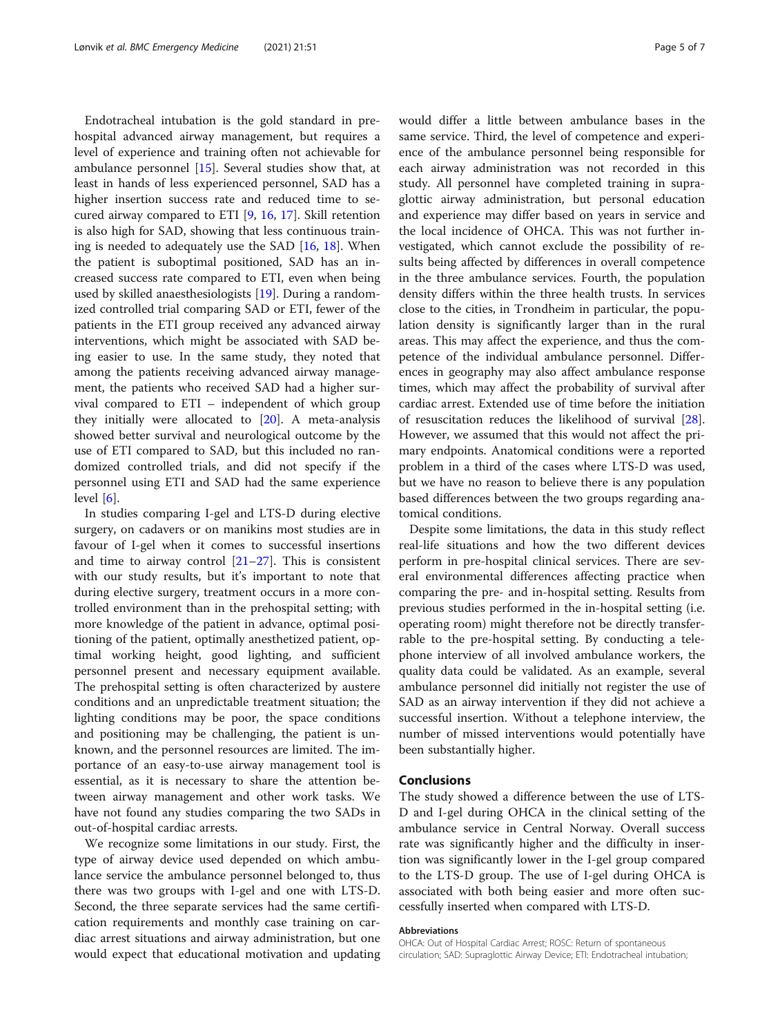Endotracheal intubation is the gold standard in prehospital advanced airway management, but requires a level of experience and training often not achievable for ambulance personnel [15]. Several studies show that, at least in hands of less experienced personnel, SAD has a higher insertion success rate and reduced time to secured airway compared to ETI [9, 16, 17]. Skill retention is also high for SAD, showing that less continuous training is needed to adequately use the SAD [16, 18]. When the patient is suboptimal positioned, SAD has an increased success rate compared to ETI, even when being used by skilled anaesthesiologists [19]. During a randomized controlled trial comparing SAD or ETI, fewer of the patients in the ETI group received any advanced airway interventions, which might be associated with SAD being easier to use. In the same study, they noted that among the patients receiving advanced airway management, the patients who received SAD had a higher survival compared to ETI – independent of which group they initially were allocated to [20]. A meta-analysis showed better survival and neurological outcome by the use of ETI compared to SAD, but this included no randomized controlled trials, and did not specify if the personnel using ETI and SAD had the same experience level [6].

In studies comparing I-gel and LTS-D during elective surgery, on cadavers or on manikins most studies are in favour of I-gel when it comes to successful insertions and time to airway control [21–27]. This is consistent with our study results, but it's important to note that during elective surgery, treatment occurs in a more controlled environment than in the prehospital setting; with more knowledge of the patient in advance, optimal positioning of the patient, optimally anesthetized patient, optimal working height, good lighting, and sufficient personnel present and necessary equipment available. The prehospital setting is often characterized by austere conditions and an unpredictable treatment situation; the lighting conditions may be poor, the space conditions and positioning may be challenging, the patient is unknown, and the personnel resources are limited. The importance of an easy-to-use airway management tool is essential, as it is necessary to share the attention between airway management and other work tasks. We have not found any studies comparing the two SADs in out-of-hospital cardiac arrests.

We recognize some limitations in our study. First, the type of airway device used depended on which ambulance service the ambulance personnel belonged to, thus there was two groups with I-gel and one with LTS-D. Second, the three separate services had the same certification requirements and monthly case training on cardiac arrest situations and airway administration, but one would expect that educational motivation and updating would differ a little between ambulance bases in the same service. Third, the level of competence and experience of the ambulance personnel being responsible for each airway administration was not recorded in this study. All personnel have completed training in supraglottic airway administration, but personal education and experience may differ based on years in service and the local incidence of OHCA. This was not further investigated, which cannot exclude the possibility of results being affected by differences in overall competence in the three ambulance services. Fourth, the population density differs within the three health trusts. In services close to the cities, in Trondheim in particular, the population density is significantly larger than in the rural areas. This may affect the experience, and thus the competence of the individual ambulance personnel. Differences in geography may also affect ambulance response times, which may affect the probability of survival after cardiac arrest. Extended use of time before the initiation of resuscitation reduces the likelihood of survival [28]. However, we assumed that this would not affect the primary endpoints. Anatomical conditions were a reported problem in a third of the cases where LTS-D was used, but we have no reason to believe there is any population based differences between the two groups regarding anatomical conditions.

Despite some limitations, the data in this study reflect real-life situations and how the two different devices perform in pre-hospital clinical services. There are several environmental differences affecting practice when comparing the pre- and in-hospital setting. Results from previous studies performed in the in-hospital setting (i.e. operating room) might therefore not be directly transferrable to the pre-hospital setting. By conducting a telephone interview of all involved ambulance workers, the quality data could be validated. As an example, several ambulance personnel did initially not register the use of SAD as an airway intervention if they did not achieve a successful insertion. Without a telephone interview, the number of missed interventions would potentially have been substantially higher.

## Conclusions

The study showed a difference between the use of LTS-D and I-gel during OHCA in the clinical setting of the ambulance service in Central Norway. Overall success rate was significantly higher and the difficulty in insertion was significantly lower in the I-gel group compared to the LTS-D group. The use of I-gel during OHCA is associated with both being easier and more often successfully inserted when compared with LTS-D.

#### Abbreviations

OHCA: Out of Hospital Cardiac Arrest; ROSC: Return of spontaneous circulation; SAD: Supraglottic Airway Device; ETI: Endotracheal intubation;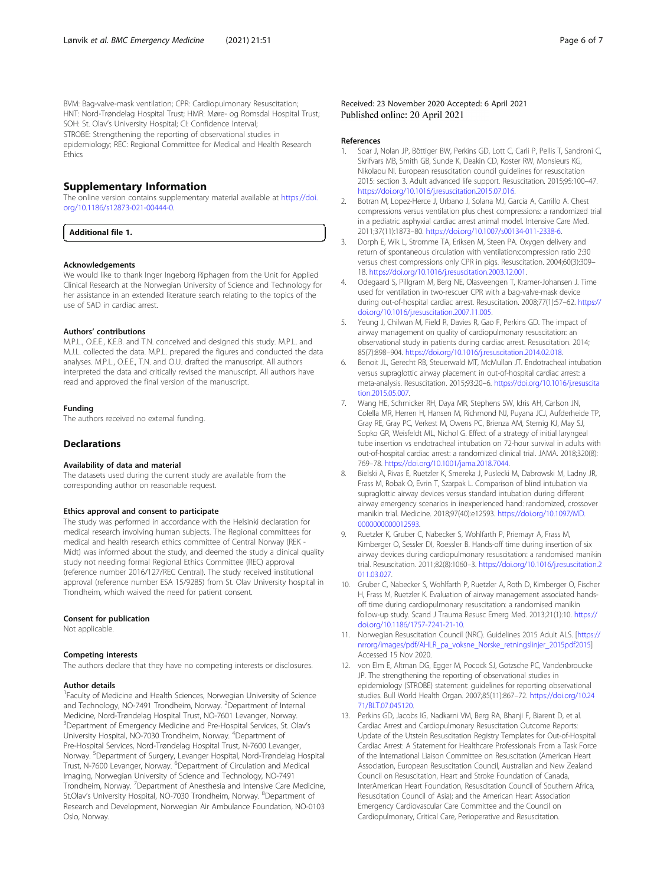BVM: Bag-valve-mask ventilation; CPR: Cardiopulmonary Resuscitation; HNT: Nord-Trøndelag Hospital Trust; HMR: Møre- og Romsdal Hospital Trust; SOH: St. Olav's University Hospital; CI: Confidence Interval; STROBE: Strengthening the reporting of observational studies in epidemiology; REC: Regional Committee for Medical and Health Research Ethics

## Supplementary Information

The online version contains supplementary material available at https://doi.org/10.1186/s12873-021-00444-0.

**Additional file 1.**

### Acknowledgements

We would like to thank Inger Ingeborg Riphagen from the Unit for Applied Clinical Research at the Norwegian University of Science and Technology for her assistance in an extended literature search relating to the topics of the use of SAD in cardiac arrest.

### Authors' contributions

M.P.L., O.E.E., K.E.B. and T.N. conceived and designed this study. M.P.L. and M.J.L. collected the data. M.P.L. prepared the figures and conducted the data analyses. M.P.L., O.E.E., T.N. and O.U. drafted the manuscript. All authors interpreted the data and critically revised the manuscript. All authors have read and approved the final version of the manuscript.

### Funding

The authors received no external funding.

## Declarations

### Availability of data and material

The datasets used during the current study are available from the corresponding author on reasonable request.

### Ethics approval and consent to participate

The study was performed in accordance with the Helsinki declaration for medical research involving human subjects. The Regional committees for medical and health research ethics committee of Central Norway (REK - Midt) was informed about the study, and deemed the study a clinical quality study not needing formal Regional Ethics Committee (REC) approval (reference number 2016/127/REC Central). The study received institutional approval (reference number ESA 15/9285) from St. Olav University hospital in Trondheim, which waived the need for patient consent.

### Consent for publication

Not applicable.

### Competing interests

The authors declare that they have no competing interests or disclosures.

### Author details

[1]Faculty of Medicine and Health Sciences, Norwegian University of Science and Technology, NO-7491 Trondheim, Norway. [2]Department of Internal Medicine, Nord-Trøndelag Hospital Trust, NO-7601 Levanger, Norway. [3]Department of Emergency Medicine and Pre-Hospital Services, St. Olav's University Hospital, NO-7030 Trondheim, Norway. [4]Department of Pre-Hospital Services, Nord-Trøndelag Hospital Trust, N-7600 Levanger, Norway. [5]Department of Surgery, Levanger Hospital, Nord-Trøndelag Hospital Trust, N-7600 Levanger, Norway. [6]Department of Circulation and Medical Imaging, Norwegian University of Science and Technology, NO-7491 Trondheim, Norway. [7]Department of Anesthesia and Intensive Care Medicine, St.Olav's University Hospital, NO-7030 Trondheim, Norway. [8]Department of Research and Development, Norwegian Air Ambulance Foundation, NO-0103 Oslo, Norway.

Received: 23 November 2020 Accepted: 6 April 2021
Published online: 20 April 2021

### References

1. Soar J, Nolan JP, Böttiger BW, Perkins GD, Lott C, Carli P, Pellis T, Sandroni C, Skrifvars MB, Smith GB, Sunde K, Deakin CD, Koster RW, Monsieurs KG, Nikolaou NI. European resuscitation council guidelines for resuscitation 2015: section 3. Adult advanced life support. Resuscitation. 2015;95:100–47. https://doi.org/10.1016/j.resuscitation.2015.07.016.
2. Botran M, Lopez-Herce J, Urbano J, Solana MJ, Garcia A, Carrillo A. Chest compressions versus ventilation plus chest compressions: a randomized trial in a pediatric asphyxial cardiac arrest animal model. Intensive Care Med. 2011;37(11):1873–80. https://doi.org/10.1007/s00134-011-2338-6.
3. Dorph E, Wik L, Stromme TA, Eriksen M, Steen PA. Oxygen delivery and return of spontaneous circulation with ventilation:compression ratio 2:30 versus chest compressions only CPR in pigs. Resuscitation. 2004;60(3):309–18. https://doi.org/10.1016/j.resuscitation.2003.12.001.
4. Odegaard S, Pillgram M, Berg NE, Olasveengen T, Kramer-Johansen J. Time used for ventilation in two-rescuer CPR with a bag-valve-mask device during out-of-hospital cardiac arrest. Resuscitation. 2008;77(1):57–62. https://doi.org/10.1016/j.resuscitation.2007.11.005.
5. Yeung J, Chilwan M, Field R, Davies R, Gao F, Perkins GD. The impact of airway management on quality of cardiopulmonary resuscitation: an observational study in patients during cardiac arrest. Resuscitation. 2014; 85(7):898–904. https://doi.org/10.1016/j.resuscitation.2014.02.018.
6. Benoit JL, Gerecht RB, Steuerwald MT, McMullan JT. Endotracheal intubation versus supraglottic airway placement in out-of-hospital cardiac arrest: a meta-analysis. Resuscitation. 2015;93:20–6. https://doi.org/10.1016/j.resuscitation.2015.05.007.
7. Wang HE, Schmicker RH, Daya MR, Stephens SW, Idris AH, Carlson JN, Colella MR, Herren H, Hansen M, Richmond NJ, Puyana JCJ, Aufderheide TP, Gray RE, Gray PC, Verkest M, Owens PC, Brienza AM, Sternig KJ, May SJ, Sopko GR, Weisfeldt ML, Nichol G. Effect of a strategy of initial laryngeal tube insertion vs endotracheal intubation on 72-hour survival in adults with out-of-hospital cardiac arrest: a randomized clinical trial. JAMA. 2018;320(8): 769–78. https://doi.org/10.1001/jama.2018.7044.
8. Bielski A, Rivas E, Ruetzler K, Smereka J, Puslecki M, Dabrowski M, Ladny JR, Frass M, Robak O, Evrin T, Szarpak L. Comparison of blind intubation via supraglottic airway devices versus standard intubation during different airway emergency scenarios in inexperienced hand: randomized, crossover manikin trial. Medicine. 2018;97(40):e12593. https://doi.org/10.1097/MD.0000000000012593.
9. Ruetzler K, Gruber C, Nabecker S, Wohlfarth P, Priemayr A, Frass M, Kimberger O, Sessler DI, Roessler B. Hands-off time during insertion of six airway devices during cardiopulmonary resuscitation: a randomised manikin trial. Resuscitation. 2011;82(8):1060–3. https://doi.org/10.1016/j.resuscitation.2011.03.027.
10. Gruber C, Nabecker S, Wohlfarth P, Ruetzler A, Roth D, Kimberger O, Fischer H, Frass M, Ruetzler K. Evaluation of airway management associated hands-off time during cardiopulmonary resuscitation: a randomised manikin follow-up study. Scand J Trauma Resusc Emerg Med. 2013;21(1):10. https://doi.org/10.1186/1757-7241-21-10.
11. Norwegian Resuscitation Council (NRC). Guidelines 2015 Adult ALS. [https://nrr.org/images/pdf/AHLR_pa_voksne_Norske_retningslinjer_2015pdf2015] Accessed 15 Nov 2020.
12. von Elm E, Altman DG, Egger M, Pocock SJ, Gotzsche PC, Vandenbroucke JP. The strengthening the reporting of observational studies in epidemiology (STROBE) statement: guidelines for reporting observational studies. Bull World Health Organ. 2007;85(11):867–72. https://doi.org/10.2471/BLT.07.045120.
13. Perkins GD, Jacobs IG, Nadkarni VM, Berg RA, Bhanji F, Biarent D, et al. Cardiac Arrest and Cardiopulmonary Resuscitation Outcome Reports: Update of the Utstein Resuscitation Registry Templates for Out-of-Hospital Cardiac Arrest: A Statement for Healthcare Professionals From a Task Force of the International Liaison Committee on Resuscitation (American Heart Association, European Resuscitation Council, Australian and New Zealand Council on Resuscitation, Heart and Stroke Foundation of Canada, InterAmerican Heart Foundation, Resuscitation Council of Southern Africa, Resuscitation Council of Asia); and the American Heart Association Emergency Cardiovascular Care Committee and the Council on Cardiopulmonary, Critical Care, Perioperative and Resuscitation.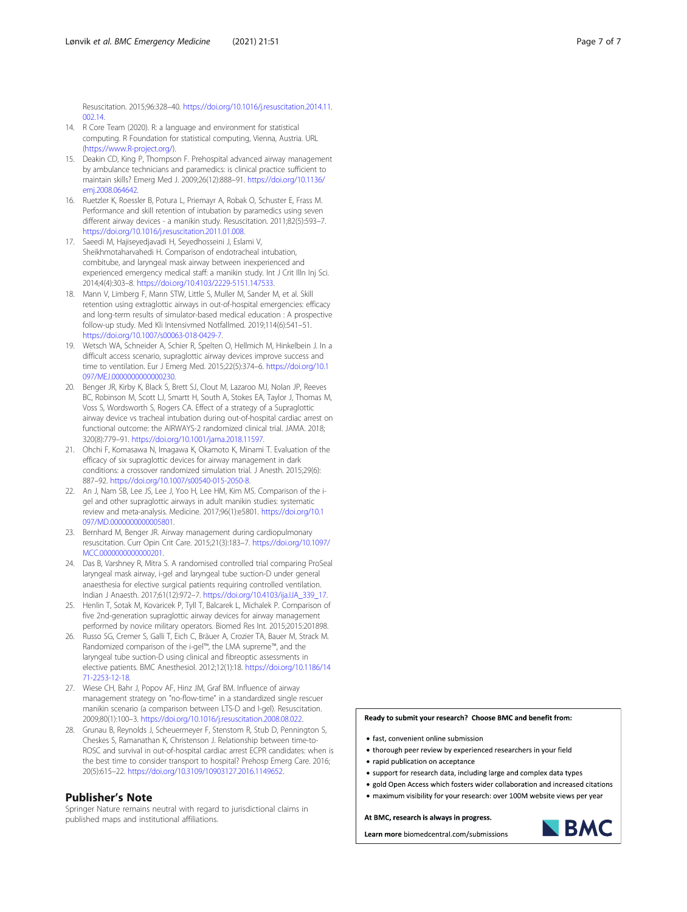Resuscitation. 2015;96:328–40. https://doi.org/10.1016/j.resuscitation.2014.11.002.14.

14. R Core Team (2020). R: a language and environment for statistical computing. R Foundation for statistical computing, Vienna, Austria. URL (https://www.R-project.org/).
15. Deakin CD, King P, Thompson F. Prehospital advanced airway management by ambulance technicians and paramedics: is clinical practice sufficient to maintain skills? Emerg Med J. 2009;26(12):888–91. https://doi.org/10.1136/emj.2008.064642.
16. Ruetzler K, Roessler B, Potura L, Priemayr A, Robak O, Schuster E, Frass M. Performance and skill retention of intubation by paramedics using seven different airway devices - a manikin study. Resuscitation. 2011;82(5):593–7. https://doi.org/10.1016/j.resuscitation.2011.01.008.
17. Saeedi M, Hajiseyedjavadi H, Seyedhosseini J, Eslami V, Sheikhmotaharvahedi H. Comparison of endotracheal intubation, combitube, and laryngeal mask airway between inexperienced and experienced emergency medical staff: a manikin study. Int J Crit Illn Inj Sci. 2014;4(4):303–8. https://doi.org/10.4103/2229-5151.147533.
18. Mann V, Limberg F, Mann STW, Little S, Muller M, Sander M, et al. Skill retention using extraglottic airways in out-of-hospital emergencies: efficacy and long-term results of simulator-based medical education : A prospective follow-up study. Med Kli Intensivmed Notfallmed. 2019;114(6):541–51. https://doi.org/10.1007/s00063-018-0429-7.
19. Wetsch WA, Schneider A, Schier R, Spelten O, Hellmich M, Hinkelbein J. In a difficult access scenario, supraglottic airway devices improve success and time to ventilation. Eur J Emerg Med. 2015;22(5):374–6. https://doi.org/10.1097/MEJ.0000000000000230.
20. Benger JR, Kirby K, Black S, Brett SJ, Clout M, Lazaroo MJ, Nolan JP, Reeves BC, Robinson M, Scott LJ, Smartt H, South A, Stokes EA, Taylor J, Thomas M, Voss S, Wordsworth S, Rogers CA. Effect of a strategy of a Supraglottic airway device vs tracheal intubation during out-of-hospital cardiac arrest on functional outcome: the AIRWAYS-2 randomized clinical trial. JAMA. 2018; 320(8):779–91. https://doi.org/10.1001/jama.2018.11597.
21. Ohchi F, Komasawa N, Imagawa K, Okamoto K, Minami T. Evaluation of the efficacy of six supraglottic devices for airway management in dark conditions: a crossover randomized simulation trial. J Anesth. 2015;29(6): 887–92. https://doi.org/10.1007/s00540-015-2050-8.
22. An J, Nam SB, Lee JS, Lee J, Yoo H, Lee HM, Kim MS. Comparison of the i-gel and other supraglottic airways in adult manikin studies: systematic review and meta-analysis. Medicine. 2017;96(1):e5801. https://doi.org/10.1097/MD.0000000000005801.
23. Bernhard M, Benger JR. Airway management during cardiopulmonary resuscitation. Curr Opin Crit Care. 2015;21(3):183–7. https://doi.org/10.1097/MCC.0000000000000201.
24. Das B, Varshney R, Mitra S. A randomised controlled trial comparing ProSeal laryngeal mask airway, i-gel and laryngeal tube suction-D under general anaesthesia for elective surgical patients requiring controlled ventilation. Indian J Anaesth. 2017;61(12):972–7. https://doi.org/10.4103/ija.IJA_339_17.
25. Henlin T, Sotak M, Kovaricek P, Tyll T, Balcarek L, Michalek P. Comparison of five 2nd-generation supraglottic airway devices for airway management performed by novice military operators. Biomed Res Int. 2015;2015:201898.
26. Russo SG, Cremer S, Galli T, Eich C, Bräuer A, Crozier TA, Bauer M, Strack M. Randomized comparison of the i-gel™, the LMA supreme™, and the laryngeal tube suction-D using clinical and fibreoptic assessments in elective patients. BMC Anesthesiol. 2012;12(1):18. https://doi.org/10.1186/1471-2253-12-18.
27. Wiese CH, Bahr J, Popov AF, Hinz JM, Graf BM. Influence of airway management strategy on "no-flow-time" in a standardized single rescuer manikin scenario (a comparison between LTS-D and I-gel). Resuscitation. 2009;80(1):100–3. https://doi.org/10.1016/j.resuscitation.2008.08.022.
28. Grunau B, Reynolds J, Scheuermeyer F, Stenstom R, Stub D, Pennington S, Cheskes S, Ramanathan K, Christenson J. Relationship between time-to-ROSC and survival in out-of-hospital cardiac arrest ECPR candidates: when is the best time to consider transport to hospital? Prehosp Emerg Care. 2016; 20(5):615–22. https://doi.org/10.3109/10903127.2016.1149652.

## Publisher's Note

Springer Nature remains neutral with regard to jurisdictional claims in published maps and institutional affiliations.

**Ready to submit your research? Choose BMC and benefit from:**

- fast, convenient online submission
- thorough peer review by experienced researchers in your field
- rapid publication on acceptance
- support for research data, including large and complex data types
- gold Open Access which fosters wider collaboration and increased citations
- maximum visibility for your research: over 100M website views per year

**At BMC, research is always in progress.**

**Learn more** biomedcentral.com/submissions

BMC